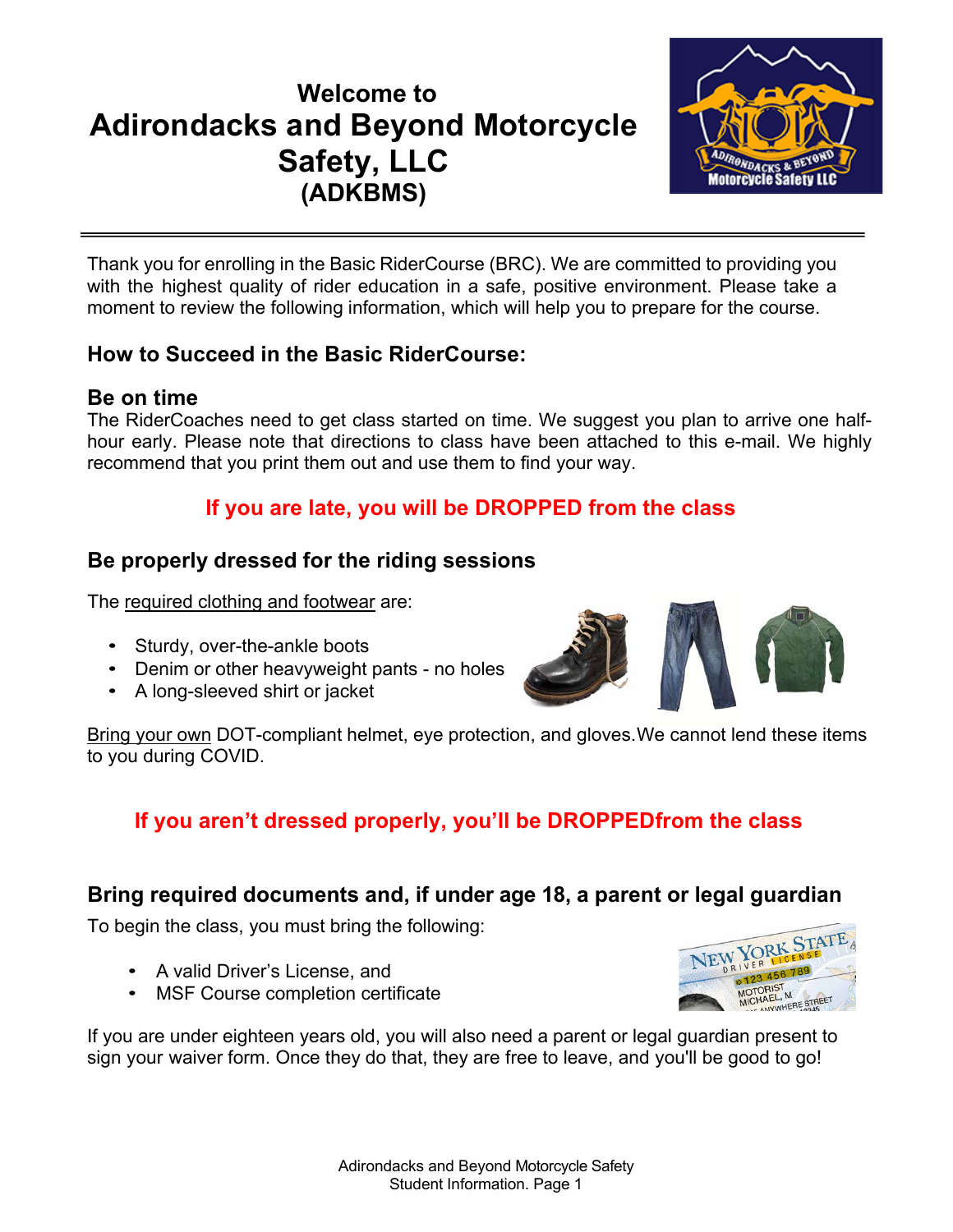# Welcome to Adirondacks and Beyond Motorcycle Safety, LLC (ADKBMS)

Thank you for enrolling in the Basic RiderCourse (BRC). We are committed to providing you with the highest quality of rider education in a safe, positive environment. Please take a moment to review the following information, which will help you to prepare for the course.

## How to Succeed in the Basic RiderCourse:

### Be on time

The RiderCoaches need to get class started on time. We suggest you plan to arrive one half-hour early. Please note that directions to class have been attached to this e-mail. We highly recommend that you print them out and use them to find your way.

**If you are late, you will be DROPPED from the class**

### Be properly dressed for the riding sessions

The required clothing and footwear are:

- Sturdy, over-the-ankle boots
- Denim or other heavyweight pants - no holes
- A long-sleeved shirt or jacket

Bring your own DOT-compliant helmet, eye protection, and gloves.We cannot lend these items to you during COVID.

**If you aren't dressed properly, you'll be DROPPEDfrom the class**

### Bring required documents and, if under age 18, a parent or legal guardian

To begin the class, you must bring the following:

- A valid Driver's License, and
- MSF Course completion certificate

If you are under eighteen years old, you will also need a parent or legal guardian present to sign your waiver form. Once they do that, they are free to leave, and you'll be good to go!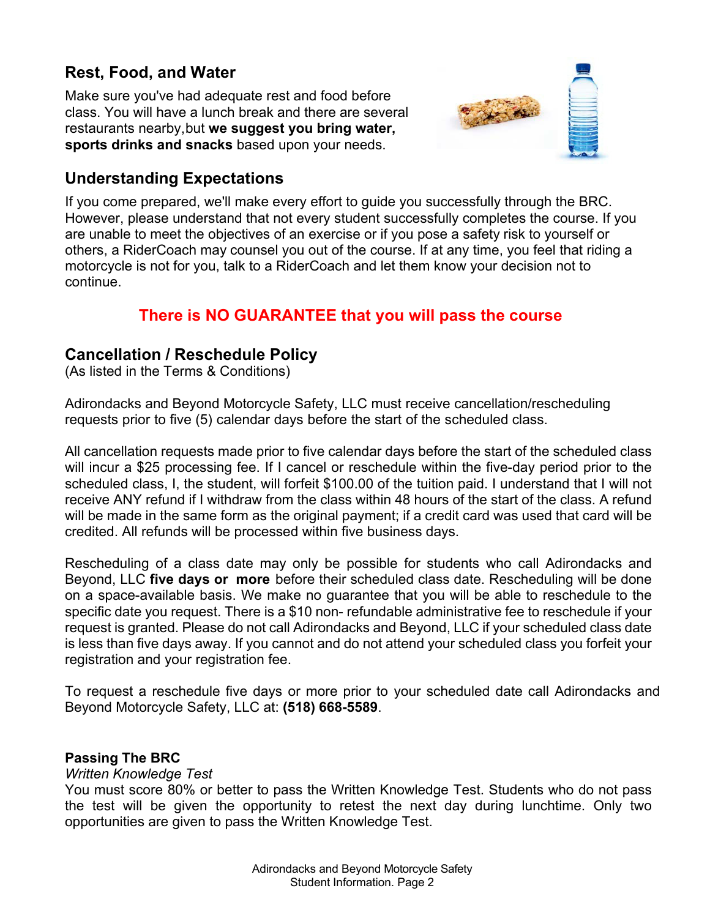## Rest, Food, and Water

Make sure you've had adequate rest and food before class. You will have a lunch break and there are several restaurants nearby,but **we suggest you bring water, sports drinks and snacks** based upon your needs.

## Understanding Expectations

If you come prepared, we'll make every effort to guide you successfully through the BRC. However, please understand that not every student successfully completes the course. If you are unable to meet the objectives of an exercise or if you pose a safety risk to yourself or others, a RiderCoach may counsel you out of the course. If at any time, you feel that riding a motorcycle is not for you, talk to a RiderCoach and let them know your decision not to continue.

**There is NO GUARANTEE that you will pass the course**

## Cancellation / Reschedule Policy

(As listed in the Terms & Conditions)

Adirondacks and Beyond Motorcycle Safety, LLC must receive cancellation/rescheduling requests prior to five (5) calendar days before the start of the scheduled class.

All cancellation requests made prior to five calendar days before the start of the scheduled class will incur a $25 processing fee. If I cancel or reschedule within the five-day period prior to the scheduled class, I, the student, will forfeit $100.00 of the tuition paid. I understand that I will not receive ANY refund if I withdraw from the class within 48 hours of the start of the class. A refund will be made in the same form as the original payment; if a credit card was used that card will be credited. All refunds will be processed within five business days.

Rescheduling of a class date may only be possible for students who call Adirondacks and Beyond, LLC **five days or more** before their scheduled class date. Rescheduling will be done on a space-available basis. We make no guarantee that you will be able to reschedule to the specific date you request. There is a $10 non- refundable administrative fee to reschedule if your request is granted. Please do not call Adirondacks and Beyond, LLC if your scheduled class date is less than five days away. If you cannot and do not attend your scheduled class you forfeit your registration and your registration fee.

To request a reschedule five days or more prior to your scheduled date call Adirondacks and Beyond Motorcycle Safety, LLC at: **(518) 668-5589**.

### Passing The BRC

*Written Knowledge Test*

You must score 80% or better to pass the Written Knowledge Test. Students who do not pass the test will be given the opportunity to retest the next day during lunchtime. Only two opportunities are given to pass the Written Knowledge Test.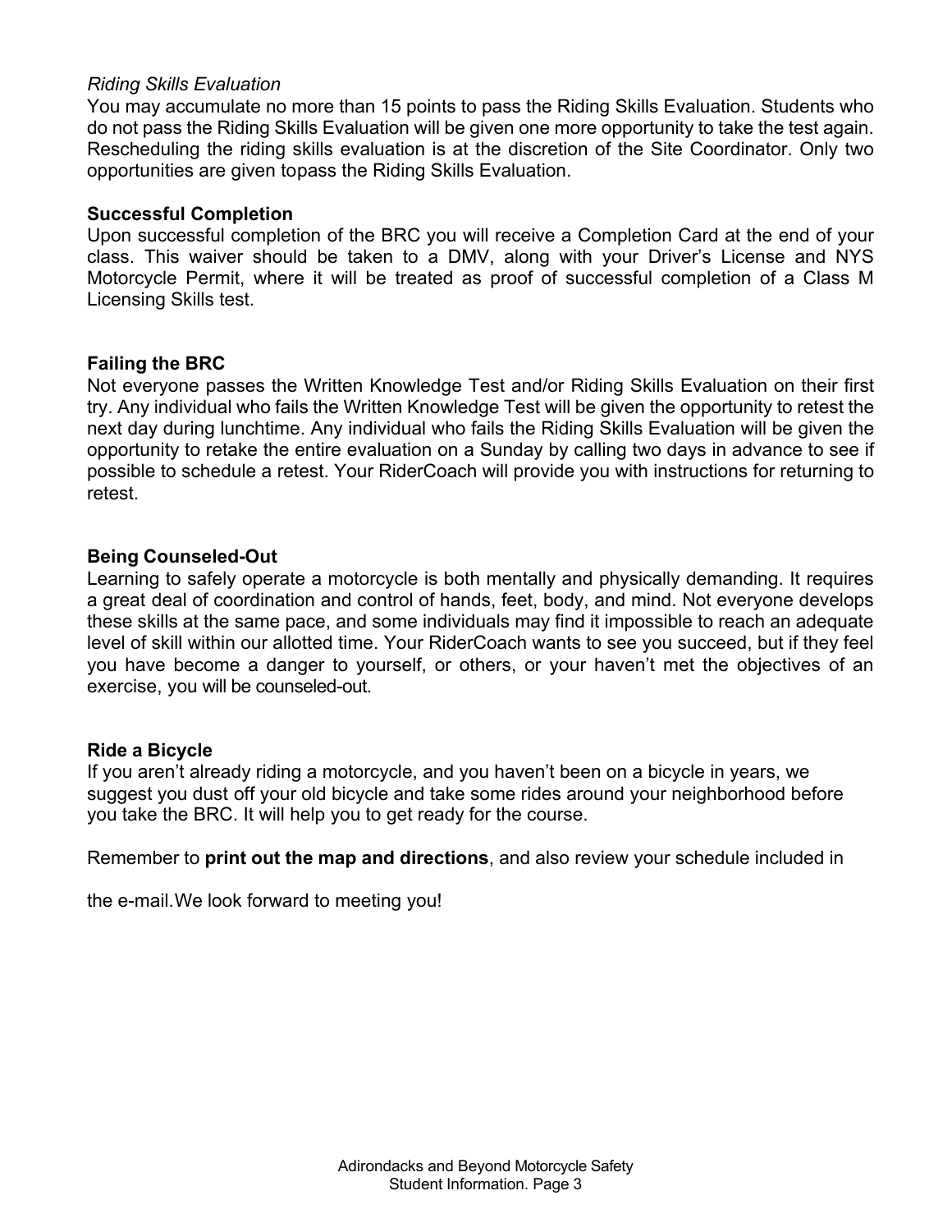*Riding Skills Evaluation*

You may accumulate no more than 15 points to pass the Riding Skills Evaluation. Students who do not pass the Riding Skills Evaluation will be given one more opportunity to take the test again. Rescheduling the riding skills evaluation is at the discretion of the Site Coordinator. Only two opportunities are given topass the Riding Skills Evaluation.

**Successful Completion**

Upon successful completion of the BRC you will receive a Completion Card at the end of your class. This waiver should be taken to a DMV, along with your Driver's License and NYS Motorcycle Permit, where it will be treated as proof of successful completion of a Class M Licensing Skills test.

**Failing the BRC**

Not everyone passes the Written Knowledge Test and/or Riding Skills Evaluation on their first try. Any individual who fails the Written Knowledge Test will be given the opportunity to retest the next day during lunchtime. Any individual who fails the Riding Skills Evaluation will be given the opportunity to retake the entire evaluation on a Sunday by calling two days in advance to see if possible to schedule a retest. Your RiderCoach will provide you with instructions for returning to retest.

**Being Counseled-Out**

Learning to safely operate a motorcycle is both mentally and physically demanding. It requires a great deal of coordination and control of hands, feet, body, and mind. Not everyone develops these skills at the same pace, and some individuals may find it impossible to reach an adequate level of skill within our allotted time. Your RiderCoach wants to see you succeed, but if they feel you have become a danger to yourself, or others, or your haven't met the objectives of an exercise, you will be counseled-out.

**Ride a Bicycle**

If you aren't already riding a motorcycle, and you haven't been on a bicycle in years, we suggest you dust off your old bicycle and take some rides around your neighborhood before you take the BRC. It will help you to get ready for the course.

Remember to **print out the map and directions**, and also review your schedule included in

the e-mail.We look forward to meeting you!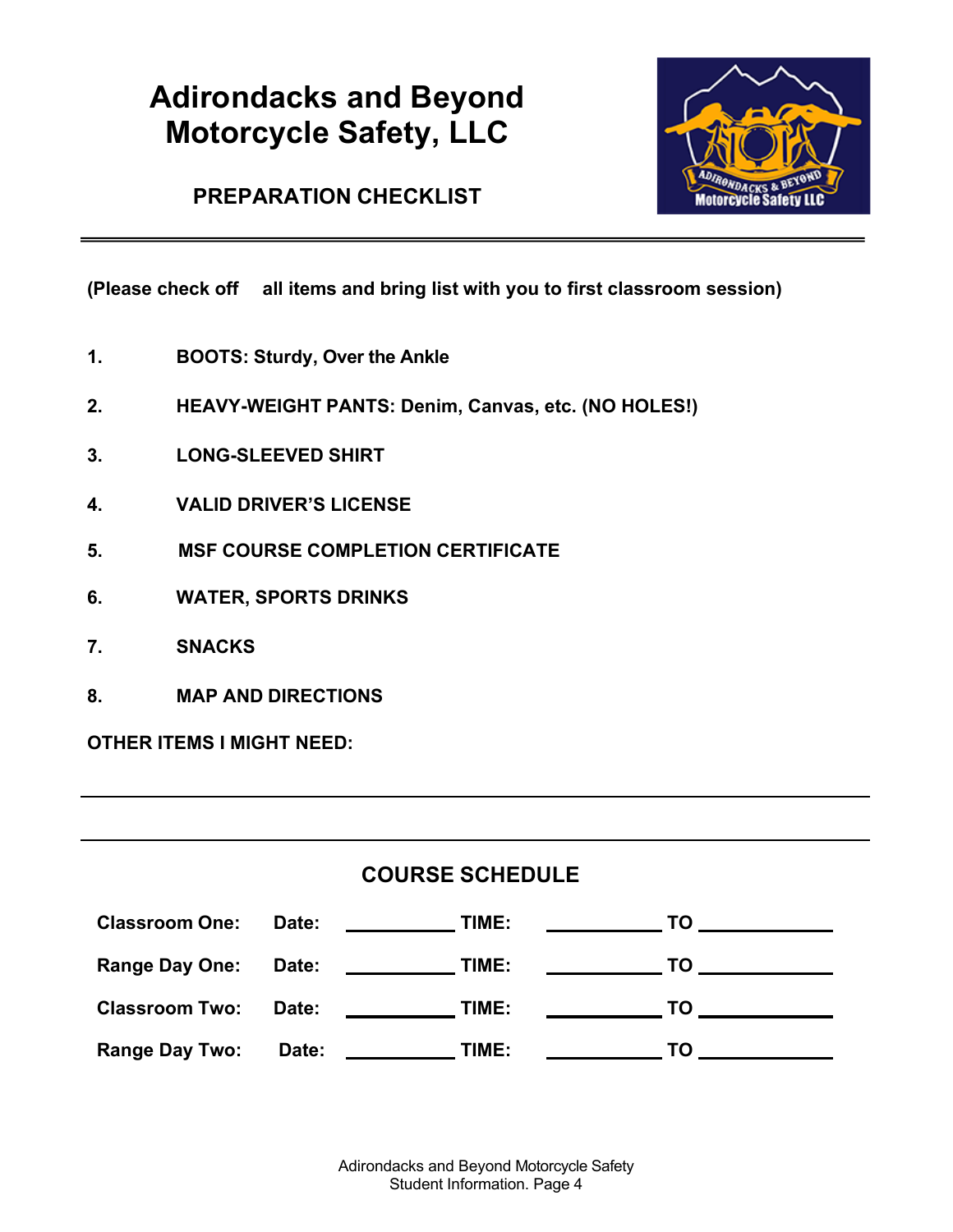# Adirondacks and Beyond Motorcycle Safety, LLC

## PREPARATION CHECKLIST

**(Please check off all items and bring list with you to first classroom session)**

1. **BOOTS: Sturdy, Over the Ankle**
2. **HEAVY-WEIGHT PANTS: Denim, Canvas, etc. (NO HOLES!)**
3. **LONG-SLEEVED SHIRT**
4. **VALID DRIVER'S LICENSE**
5. **MSF COURSE COMPLETION CERTIFICATE**
6. **WATER, SPORTS DRINKS**
7. **SNACKS**
8. **MAP AND DIRECTIONS**

**OTHER ITEMS I MIGHT NEED:**

_______________________________________________

_______________________________________________

## COURSE SCHEDULE

| | | | | | | |
|---|---|---|---|---|---|---|
| **Classroom One:** | **Date:** | ________ | **TIME:** | ________ | **TO** | ________ |
| **Range Day One:** | **Date:** | ________ | **TIME:** | ________ | **TO** | ________ |
| **Classroom Two:** | **Date:** | ________ | **TIME:** | ________ | **TO** | ________ |
| **Range Day Two:** | **Date:** | ________ | **TIME:** | ________ | **TO** | ________ |